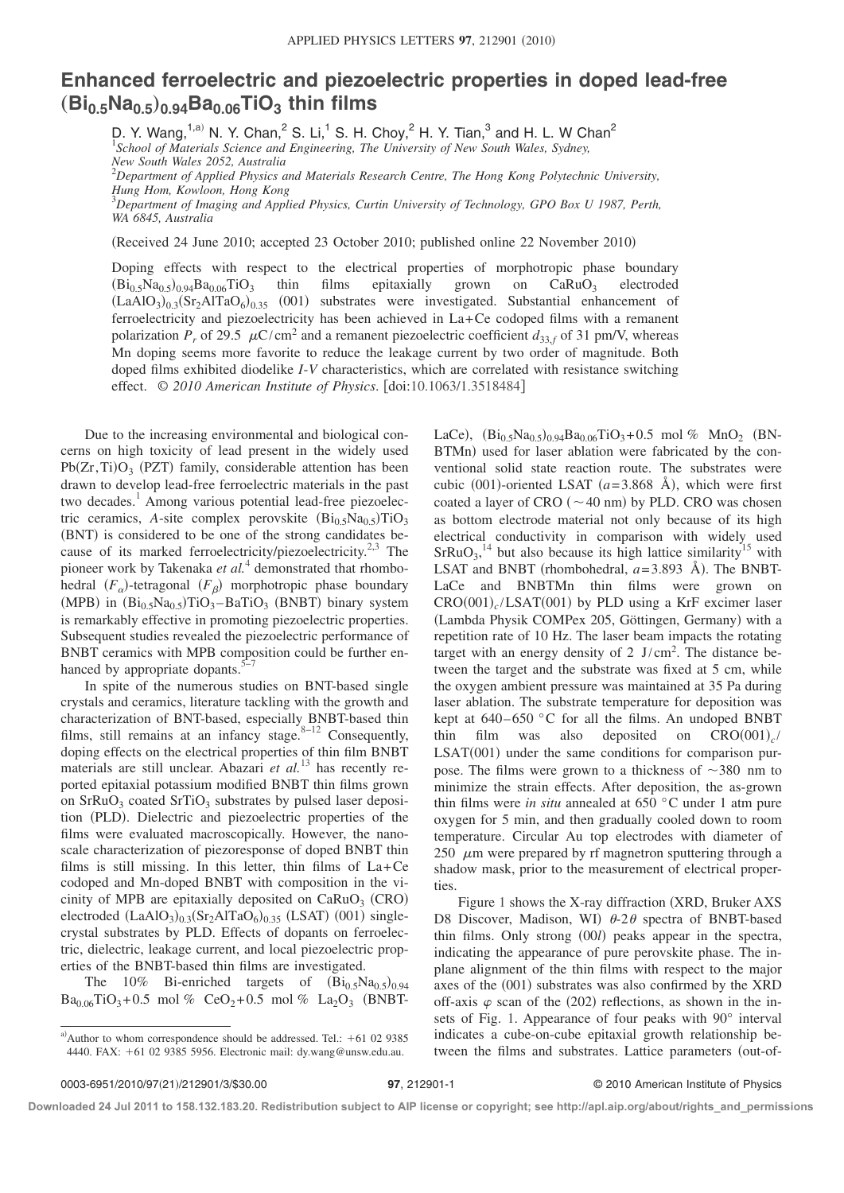# Enhanced ferroelectric and piezoelectric properties in doped lead-free $(Bi_{0.5}Na_{0.5})_{0.94}Ba_{0.06}TiO_3$ thin films

D. Y. Wang,[1,a)] N. Y. Chan,[2] S. Li,[1] S. H. Choy,[2] H. Y. Tian,[3] and H. L. W Chan[2]

[1]*School of Materials Science and Engineering, The University of New South Wales, Sydney, New South Wales 2052, Australia*
[2]*Department of Applied Physics and Materials Research Centre, The Hong Kong Polytechnic University, Hung Hom, Kowloon, Hong Kong*
[3]*Department of Imaging and Applied Physics, Curtin University of Technology, GPO Box U 1987, Perth, WA 6845, Australia*

(Received 24 June 2010; accepted 23 October 2010; published online 22 November 2010)

Doping effects with respect to the electrical properties of morphotropic phase boundary $(Bi_{0.5}Na_{0.5})_{0.94}Ba_{0.06}TiO_3$ thin films epitaxially grown on $CaRuO_3$ electroded $(LaAlO_3)_{0.3}(Sr_2AlTaO_6)_{0.35}$ (001) substrates were investigated. Substantial enhancement of ferroelectricity and piezoelectricity has been achieved in La+Ce codoped films with a remanent polarization $P_r$ of 29.5 $\mu C/cm^2$ and a remanent piezoelectric coefficient $d_{33,f}$ of 31 pm/V, whereas Mn doping seems more favorite to reduce the leakage current by two order of magnitude. Both doped films exhibited diodelike *I-V* characteristics, which are correlated with resistance switching effect. © *2010 American Institute of Physics*. [doi:10.1063/1.3518484]

Due to the increasing environmental and biological concerns on high toxicity of lead present in the widely used $Pb(Zr,Ti)O_3$ (PZT) family, considerable attention has been drawn to develop lead-free ferroelectric materials in the past two decades.[1] Among various potential lead-free piezoelectric ceramics, *A*-site complex perovskite $(Bi_{0.5}Na_{0.5})TiO_3$ (BNT) is considered to be one of the strong candidates because of its marked ferroelectricity/piezoelectricity.[2,3] The pioneer work by Takenaka *et al.*[4] demonstrated that rhombohedral ($F_\alpha$)-tetragonal ($F_\beta$) morphotropic phase boundary (MPB) in $(Bi_{0.5}Na_{0.5})TiO_3-BaTiO_3$ (BNBT) binary system is remarkably effective in promoting piezoelectric properties. Subsequent studies revealed the piezoelectric performance of BNBT ceramics with MPB composition could be further enhanced by appropriate dopants.[5–7]

In spite of the numerous studies on BNT-based single crystals and ceramics, literature tackling with the growth and characterization of BNT-based, especially BNBT-based thin films, still remains at an infancy stage.[8–12] Consequently, doping effects on the electrical properties of thin film BNBT materials are still unclear. Abazari *et al.*[13] has recently reported epitaxial potassium modified BNBT thin films grown on $SrRuO_3$ coated $SrTiO_3$ substrates by pulsed laser deposition (PLD). Dielectric and piezoelectric properties of the films were evaluated macroscopically. However, the nanoscale characterization of piezoresponse of doped BNBT thin films is still missing. In this letter, thin films of La+Ce codoped and Mn-doped BNBT with composition in the vicinity of MPB are epitaxially deposited on $CaRuO_3$ (CRO) electroded $(LaAlO_3)_{0.3}(Sr_2AlTaO_6)_{0.35}$ (LSAT) (001) single-crystal substrates by PLD. Effects of dopants on ferroelectric, dielectric, leakage current, and local piezoelectric properties of the BNBT-based thin films are investigated.

The 10% Bi-enriched targets of $(Bi_{0.5}Na_{0.5})_{0.94}Ba_{0.06}TiO_3$+0.5 mol % $CeO_2$+0.5 mol % $La_2O_3$ (BNBT-LaCe), $(Bi_{0.5}Na_{0.5})_{0.94}Ba_{0.06}TiO_3$+0.5 mol % $MnO_2$ (BNBTMn) used for laser ablation were fabricated by the conventional solid state reaction route. The substrates were cubic (001)-oriented LSAT ($a$=3.868 Å), which were first coated a layer of CRO (~40 nm) by PLD. CRO was chosen as bottom electrode material not only because of its high electrical conductivity in comparison with widely used $SrRuO_3$,[14] but also because its high lattice similarity[15] with LSAT and BNBT (rhombohedral, $a$=3.893 Å). The BNBT-LaCe and BNBTMn thin films were grown on $CRO(001)_c$/LSAT(001) by PLD using a KrF excimer laser (Lambda Physik COMPex 205, Göttingen, Germany) with a repetition rate of 10 Hz. The laser beam impacts the rotating target with an energy density of 2 $J/cm^2$. The distance between the target and the substrate was fixed at 5 cm, while the oxygen ambient pressure was maintained at 35 Pa during laser ablation. The substrate temperature for deposition was kept at 640–650 °C for all the films. An undoped BNBT thin film was also deposited on $CRO(001)_c$/LSAT(001) under the same conditions for comparison purpose. The films were grown to a thickness of ~380 nm to minimize the strain effects. After deposition, the as-grown thin films were *in situ* annealed at 650 °C under 1 atm pure oxygen for 5 min, and then gradually cooled down to room temperature. Circular Au top electrodes with diameter of 250 $\mu m$ were prepared by rf magnetron sputtering through a shadow mask, prior to the measurement of electrical properties.

Figure 1 shows the X-ray diffraction (XRD, Bruker AXS D8 Discover, Madison, WI) $\theta$-$2\theta$ spectra of BNBT-based thin films. Only strong (00*l*) peaks appear in the spectra, indicating the appearance of pure perovskite phase. The in-plane alignment of the thin films with respect to the major axes of the (001) substrates was also confirmed by the XRD off-axis $\varphi$ scan of the (202) reflections, as shown in the insets of Fig. 1. Appearance of four peaks with 90° interval indicates a cube-on-cube epitaxial growth relationship between the films and substrates. Lattice parameters (out-of-

a)Author to whom correspondence should be addressed. Tel.: +61 02 9385 4440. FAX: +61 02 9385 5956. Electronic mail: dy.wang@unsw.edu.au.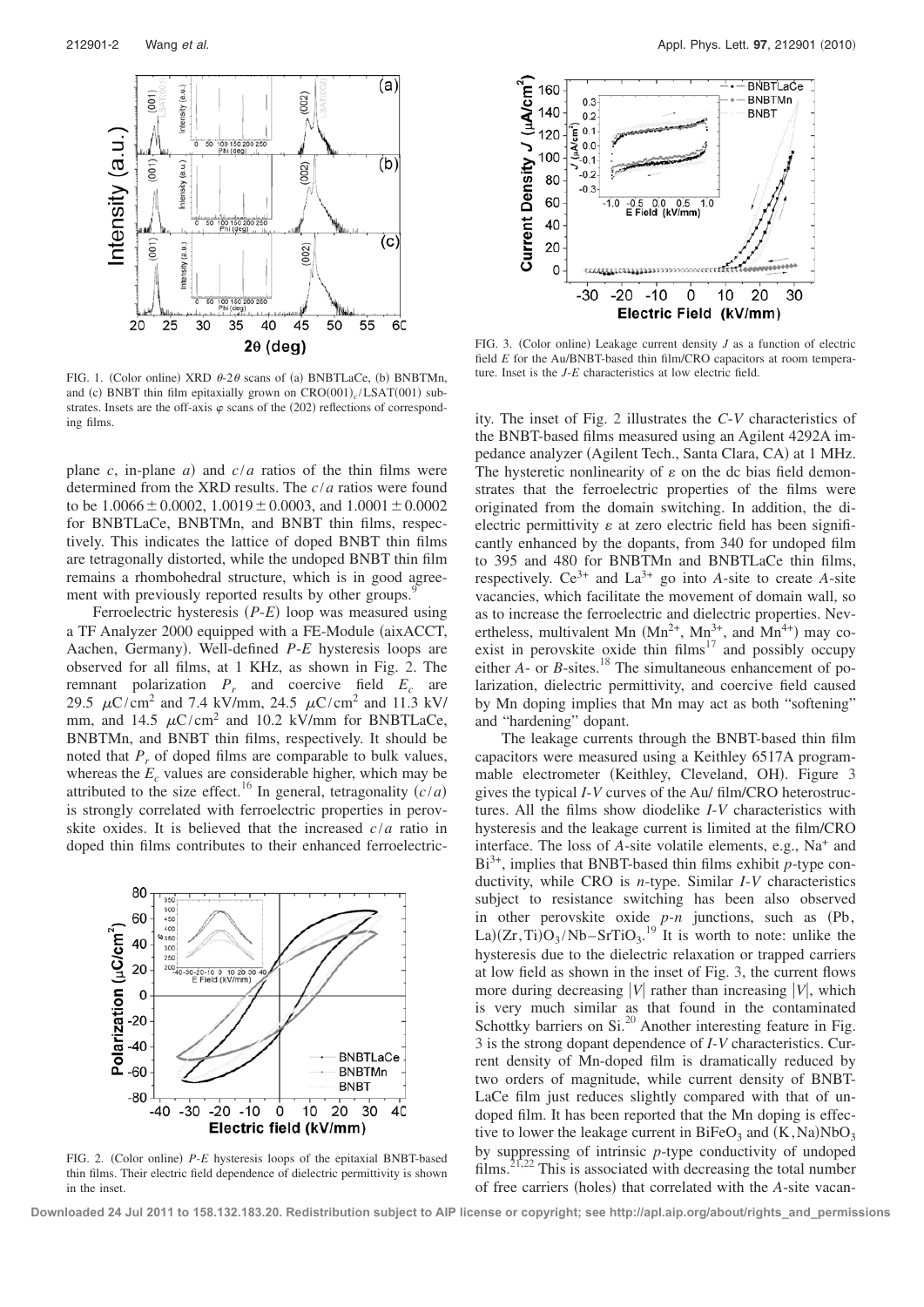FIG. 1. (Color online) XRD $\theta$-$2\theta$ scans of (a) BNBTLaCe, (b) BNBTMn, and (c) BNBT thin film epitaxially grown on $CRO(001)_c$/LSAT(001) substrates. Insets are the off-axis $\varphi$ scans of the (202) reflections of corresponding films.

plane $c$, in-plane $a$) and $c/a$ ratios of the thin films were determined from the XRD results. The $c/a$ ratios were found to be $1.0066 \pm 0.0002$, $1.0019 \pm 0.0003$, and $1.0001 \pm 0.0002$ for BNBTLaCe, BNBTMn, and BNBT thin films, respectively. This indicates the lattice of doped BNBT thin films are tetragonally distorted, while the undoped BNBT thin film remains a rhombohedral structure, which is in good agreement with previously reported results by other groups.[9]

Ferroelectric hysteresis ($P$-$E$) loop was measured using a TF Analyzer 2000 equipped with a FE-Module (aixACCT, Aachen, Germany). Well-defined $P$-$E$ hysteresis loops are observed for all films, at 1 KHz, as shown in Fig. 2. The remnant polarization $P_r$ and coercive field $E_c$ are 29.5 $\mu C/cm^2$ and 7.4 kV/mm, 24.5 $\mu C/cm^2$ and 11.3 kV/mm, and 14.5 $\mu C/cm^2$ and 10.2 kV/mm for BNBTLaCe, BNBTMn, and BNBT thin films, respectively. It should be noted that $P_r$ of doped films are comparable to bulk values, whereas the $E_c$ values are considerable higher, which may be attributed to the size effect.[16] In general, tetragonality ($c/a$) is strongly correlated with ferroelectric properties in perovskite oxides. It is believed that the increased $c/a$ ratio in doped thin films contributes to their enhanced ferroelectricity.

FIG. 2. (Color online) $P$-$E$ hysteresis loops of the epitaxial BNBT-based thin films. Their electric field dependence of dielectric permittivity is shown in the inset.

FIG. 3. (Color online) Leakage current density $J$ as a function of electric field $E$ for the Au/BNBT-based thin film/CRO capacitors at room temperature. Inset is the $J$-$E$ characteristics at low electric field.

The inset of Fig. 2 illustrates the $C$-$V$ characteristics of the BNBT-based films measured using an Agilent 4292A impedance analyzer (Agilent Tech., Santa Clara, CA) at 1 MHz. The hysteretic nonlinearity of $\varepsilon$ on the dc bias field demonstrates that the ferroelectric properties of the films were originated from the domain switching. In addition, the dielectric permittivity $\varepsilon$ at zero electric field has been significantly enhanced by the dopants, from 340 for undoped film to 395 and 480 for BNBTMn and BNBTLaCe thin films, respectively. $Ce^{3+}$ and $La^{3+}$ go into $A$-site to create $A$-site vacancies, which facilitate the movement of domain wall, so as to increase the ferroelectric and dielectric properties. Nevertheless, multivalent Mn ($Mn^{2+}$, $Mn^{3+}$, and $Mn^{4+}$) may coexist in perovskite oxide thin films[17] and possibly occupy either $A$- or $B$-sites.[18] The simultaneous enhancement of polarization, dielectric permittivity, and coercive field caused by Mn doping implies that Mn may act as both "softening" and "hardening" dopant.

The leakage currents through the BNBT-based thin film capacitors were measured using a Keithley 6517A programmable electrometer (Keithley, Cleveland, OH). Figure 3 gives the typical $I$-$V$ curves of the Au/ film/CRO heterostructures. All the films show diodelike $I$-$V$ characteristics with hysteresis and the leakage current is limited at the film/CRO interface. The loss of $A$-site volatile elements, e.g., $Na^+$ and $Bi^{3+}$, implies that BNBT-based thin films exhibit $p$-type conductivity, while CRO is $n$-type. Similar $I$-$V$ characteristics subject to resistance switching has been also observed in other perovskite oxide $p$-$n$ junctions, such as $(Pb,La)(Zr,Ti)O_3$/Nb–$SrTiO_3$.[19] It is worth to note: unlike the hysteresis due to the dielectric relaxation or trapped carriers at low field as shown in the inset of Fig. 3, the current flows more during decreasing $|V|$ rather than increasing $|V|$, which is very much similar as that found in the contaminated Schottky barriers on Si.[20] Another interesting feature in Fig. 3 is the strong dopant dependence of $I$-$V$ characteristics. Current density of Mn-doped film is dramatically reduced by two orders of magnitude, while current density of BNBTLaCe film just reduces slightly compared with that of undoped film. It has been reported that the Mn doping is effective to lower the leakage current in $BiFeO_3$ and $(K,Na)NbO_3$ by suppressing of intrinsic $p$-type conductivity of undoped films.[21,22] This is associated with decreasing the total number of free carriers (holes) that correlated with the $A$-site vacan-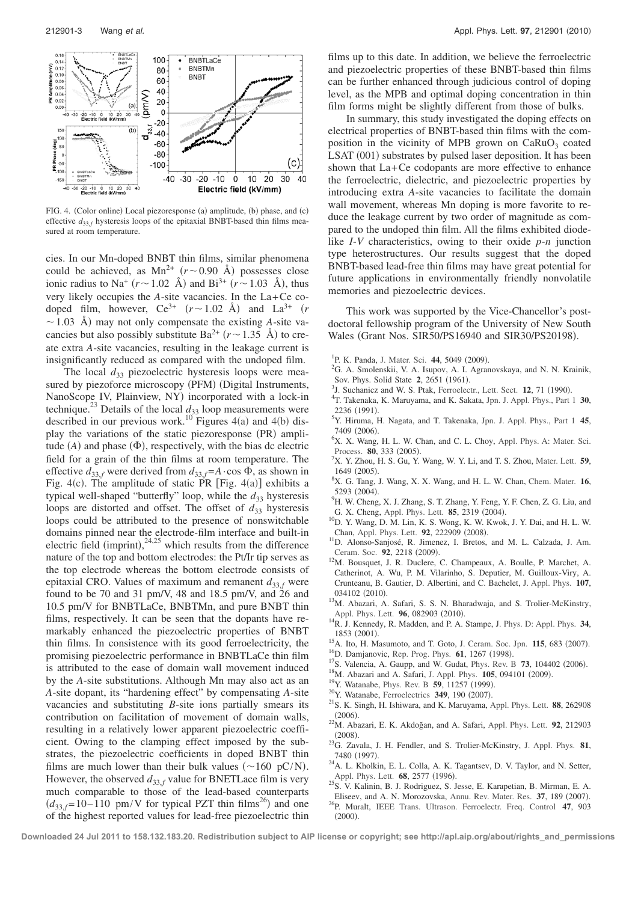FIG. 4. (Color online) Local piezoresponse (a) amplitude, (b) phase, and (c) effective $d_{33,f}$ hysteresis loops of the epitaxial BNBT-based thin films measured at room temperature.

cies. In our Mn-doped BNBT thin films, similar phenomena could be achieved, as $Mn^{2+}$ ($r \sim 0.90$ Å) possesses close ionic radius to $Na^{+}$ ($r \sim 1.02$ Å) and $Bi^{3+}$ ($r \sim 1.03$ Å), thus very likely occupies the *A*-site vacancies. In the La+Ce codoped film, however, $Ce^{3+}$ ($r \sim 1.02$ Å) and $La^{3+}$ ($r \sim 1.03$ Å) may not only compensate the existing *A*-site vacancies but also possibly substitute $Ba^{2+}$ ($r \sim 1.35$ Å) to create extra *A*-site vacancies, resulting in the leakage current is insignificantly reduced as compared with the undoped film.

The local $d_{33}$ piezoelectric hysteresis loops were measured by piezoforce microscopy (PFM) (Digital Instruments, NanoScope IV, Plainview, NY) incorporated with a lock-in technique.[23] Details of the local $d_{33}$ loop measurements were described in our previous work.[10] Figures 4(a) and 4(b) display the variations of the static piezoresponse (PR) amplitude ($A$) and phase ($\Phi$), respectively, with the bias dc electric field for a grain of the thin films at room temperature. The effective $d_{33,f}$ were derived from $d_{33,f} = A \cdot \cos \Phi$, as shown in Fig. 4(c). The amplitude of static PR [Fig. 4(a)] exhibits a typical well-shaped "butterfly" loop, while the $d_{33}$ hysteresis loops are distorted and offset. The offset of $d_{33}$ hysteresis loops could be attributed to the presence of nonswitchable domains pinned near the electrode-film interface and built-in electric field (imprint),[24,25] which results from the difference nature of the top and bottom electrodes: the Pt/Ir tip serves as the top electrode whereas the bottom electrode consists of epitaxial CRO. Values of maximum and remanent $d_{33,f}$ were found to be 70 and 31 pm/V, 48 and 18.5 pm/V, and 26 and 10.5 pm/V for BNBTLaCe, BNBTMn, and pure BNBT thin films, respectively. It can be seen that the dopants have remarkably enhanced the piezoelectric properties of BNBT thin films. In consistence with its good ferroelectricity, the promising piezoelectric performance in BNBTLaCe thin film is attributed to the ease of domain wall movement induced by the *A*-site substitutions. Although Mn may also act as an *A*-site dopant, its "hardening effect" by compensating *A*-site vacancies and substituting *B*-site ions partially smears its contribution on facilitation of movement of domain walls, resulting in a relatively lower apparent piezoelectric coefficient. Owing to the clamping effect imposed by the substrates, the piezoelectric coefficients in doped BNBT thin films are much lower than their bulk values ($\sim$160 pC/N). However, the observed $d_{33,f}$ value for BNETLace film is very much comparable to those of the lead-based counterparts ($d_{33,f}$=10–110 pm/V for typical PZT thin films[26]) and one of the highest reported values for lead-free piezoelectric thin films up to this date. In addition, we believe the ferroelectric and piezoelectric properties of these BNBT-based thin films can be further enhanced through judicious control of doping level, as the MPB and optimal doping concentration in thin film forms might be slightly different from those of bulks.

In summary, this study investigated the doping effects on electrical properties of BNBT-based thin films with the composition in the vicinity of MPB grown on $CaRuO_3$ coated LSAT (001) substrates by pulsed laser deposition. It has been shown that La+Ce codopants are more effective to enhance the ferroelectric, dielectric, and piezoelectric properties by introducing extra *A*-site vacancies to facilitate the domain wall movement, whereas Mn doping is more favorite to reduce the leakage current by two order of magnitude as compared to the undoped thin film. All the films exhibited diode-like *I-V* characteristics, owing to their oxide *p-n* junction type heterostructures. Our results suggest that the doped BNBT-based lead-free thin films may have great potential for future applications in environmentally friendly nonvolatile memories and piezoelectric devices.

This work was supported by the Vice-Chancellor's postdoctoral fellowship program of the University of New South Wales (Grant Nos. SIR50/PS16940 and SIR30/PS20198).

[1] P. K. Panda, J. Mater. Sci. **44**, 5049 (2009).
[2] G. A. Smolenskii, V. A. Isupov, A. I. Agranovskaya, and N. N. Krainik, Sov. Phys. Solid State **2**, 2651 (1961).
[3] J. Suchanicz and W. S. Ptak, Ferroelectr., Lett. Sect. **12**, 71 (1990).
[4] T. Takenaka, K. Maruyama, and K. Sakata, Jpn. J. Appl. Phys., Part 1 **30**, 2236 (1991).
[5] Y. Hiruma, H. Nagata, and T. Takenaka, Jpn. J. Appl. Phys., Part 1 **45**, 7409 (2006).
[6] X. X. Wang, H. L. W. Chan, and C. L. Choy, Appl. Phys. A: Mater. Sci. Process. **80**, 333 (2005).
[7] X. Y. Zhou, H. S. Gu, Y. Wang, W. Y. Li, and T. S. Zhou, Mater. Lett. **59**, 1649 (2005).
[8] X. G. Tang, J. Wang, X. X. Wang, and H. L. W. Chan, Chem. Mater. **16**, 5293 (2004).
[9] H. W. Cheng, X. J. Zhang, S. T. Zhang, Y. Feng, Y. F. Chen, Z. G. Liu, and G. X. Cheng, Appl. Phys. Lett. **85**, 2319 (2004).
[10] D. Y. Wang, D. M. Lin, K. S. Wong, K. W. Kwok, J. Y. Dai, and H. L. W. Chan, Appl. Phys. Lett. **92**, 222909 (2008).
[11] D. Alonso-Sanjosé, R. Jimenez, I. Bretos, and M. L. Calzada, J. Am. Ceram. Soc. **92**, 2218 (2009).
[12] M. Bousquet, J. R. Duclere, C. Champeaux, A. Boulle, P. Marchet, A. Catherinot, A. Wu, P. M. Vilarinho, S. Deputier, M. Guilloux-Viry, A. Crunteanu, B. Gautier, D. Albertini, and C. Bachelet, J. Appl. Phys. **107**, 034102 (2010).
[13] M. Abazari, A. Safari, S. S. N. Bharadwaja, and S. Trolier-McKinstry, Appl. Phys. Lett. **96**, 082903 (2010).
[14] R. J. Kennedy, R. Madden, and P. A. Stampe, J. Phys. D: Appl. Phys. **34**, 1853 (2001).
[15] A. Ito, H. Masumoto, and T. Goto, J. Ceram. Soc. Jpn. **115**, 683 (2007).
[16] D. Damjanovic, Rep. Prog. Phys. **61**, 1267 (1998).
[17] S. Valencia, A. Gaupp, and W. Gudat, Phys. Rev. B **73**, 104402 (2006).
[18] M. Abazari and A. Safari, J. Appl. Phys. **105**, 094101 (2009).
[19] Y. Watanabe, Phys. Rev. B **59**, 11257 (1999).
[20] Y. Watanabe, Ferroelectrics **349**, 190 (2007).
[21] S. K. Singh, H. Ishiwara, and K. Maruyama, Appl. Phys. Lett. **88**, 262908 (2006).
[22] M. Abazari, E. K. Akdoğan, and A. Safari, Appl. Phys. Lett. **92**, 212903 (2008).
[23] G. Zavala, J. H. Fendler, and S. Trolier-McKinstry, J. Appl. Phys. **81**, 7480 (1997).
[24] A. L. Kholkin, E. L. Colla, A. K. Tagantsev, D. V. Taylor, and N. Setter, Appl. Phys. Lett. **68**, 2577 (1996).
[25] S. V. Kalinin, B. J. Rodriguez, S. Jesse, E. Karapetian, B. Mirman, E. A. Eliseev, and A. N. Morozovska, Annu. Rev. Mater. Res. **37**, 189 (2007).
[26] P. Muralt, IEEE Trans. Ultrason. Ferroelectr. Freq. Control **47**, 903 (2000).